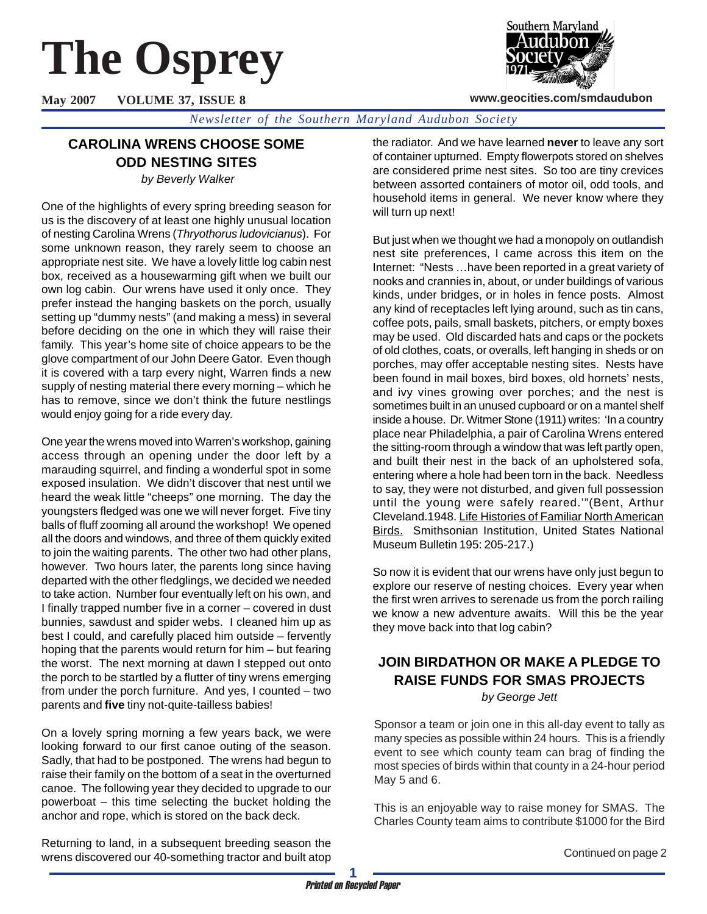# The Osprey

**May 2007 VOLUME 37, ISSUE 8**

**www.geocities.com/smdaudubon**

*Newsletter of the Southern Maryland Audubon Society*

## CAROLINA WRENS CHOOSE SOME ODD NESTING SITES

*by Beverly Walker*

One of the highlights of every spring breeding season for us is the discovery of at least one highly unusual location of nesting Carolina Wrens (*Thryothorus ludovicianus*). For some unknown reason, they rarely seem to choose an appropriate nest site. We have a lovely little log cabin nest box, received as a housewarming gift when we built our own log cabin. Our wrens have used it only once. They prefer instead the hanging baskets on the porch, usually setting up "dummy nests" (and making a mess) in several before deciding on the one in which they will raise their family. This year's home site of choice appears to be the glove compartment of our John Deere Gator. Even though it is covered with a tarp every night, Warren finds a new supply of nesting material there every morning – which he has to remove, since we don't think the future nestlings would enjoy going for a ride every day.

One year the wrens moved into Warren's workshop, gaining access through an opening under the door left by a marauding squirrel, and finding a wonderful spot in some exposed insulation. We didn't discover that nest until we heard the weak little "cheeps" one morning. The day the youngsters fledged was one we will never forget. Five tiny balls of fluff zooming all around the workshop! We opened all the doors and windows, and three of them quickly exited to join the waiting parents. The other two had other plans, however. Two hours later, the parents long since having departed with the other fledglings, we decided we needed to take action. Number four eventually left on his own, and I finally trapped number five in a corner – covered in dust bunnies, sawdust and spider webs. I cleaned him up as best I could, and carefully placed him outside – fervently hoping that the parents would return for him – but fearing the worst. The next morning at dawn I stepped out onto the porch to be startled by a flutter of tiny wrens emerging from under the porch furniture. And yes, I counted – two parents and **five** tiny not-quite-tailless babies!

On a lovely spring morning a few years back, we were looking forward to our first canoe outing of the season. Sadly, that had to be postponed. The wrens had begun to raise their family on the bottom of a seat in the overturned canoe. The following year they decided to upgrade to our powerboat – this time selecting the bucket holding the anchor and rope, which is stored on the back deck.

Returning to land, in a subsequent breeding season the wrens discovered our 40-something tractor and built atop the radiator. And we have learned **never** to leave any sort of container upturned. Empty flowerpots stored on shelves are considered prime nest sites. So too are tiny crevices between assorted containers of motor oil, odd tools, and household items in general. We never know where they will turn up next!

But just when we thought we had a monopoly on outlandish nest site preferences, I came across this item on the Internet: "Nests …have been reported in a great variety of nooks and crannies in, about, or under buildings of various kinds, under bridges, or in holes in fence posts. Almost any kind of receptacles left lying around, such as tin cans, coffee pots, pails, small baskets, pitchers, or empty boxes may be used. Old discarded hats and caps or the pockets of old clothes, coats, or overalls, left hanging in sheds or on porches, may offer acceptable nesting sites. Nests have been found in mail boxes, bird boxes, old hornets' nests, and ivy vines growing over porches; and the nest is sometimes built in an unused cupboard or on a mantel shelf inside a house. Dr. Witmer Stone (1911) writes: 'In a country place near Philadelphia, a pair of Carolina Wrens entered the sitting-room through a window that was left partly open, and built their nest in the back of an upholstered sofa, entering where a hole had been torn in the back. Needless to say, they were not disturbed, and given full possession until the young were safely reared.'"(Bent, Arthur Cleveland.1948. Life Histories of Familiar North American Birds. Smithsonian Institution, United States National Museum Bulletin 195: 205-217.)

So now it is evident that our wrens have only just begun to explore our reserve of nesting choices. Every year when the first wren arrives to serenade us from the porch railing we know a new adventure awaits. Will this be the year they move back into that log cabin?

## JOIN BIRDATHON OR MAKE A PLEDGE TO RAISE FUNDS FOR SMAS PROJECTS

*by George Jett*

Sponsor a team or join one in this all-day event to tally as many species as possible within 24 hours. This is a friendly event to see which county team can brag of finding the most species of birds within that county in a 24-hour period May 5 and 6.

This is an enjoyable way to raise money for SMAS. The Charles County team aims to contribute $1000 for the Bird

Continued on page 2

*Printed on Recycled Paper*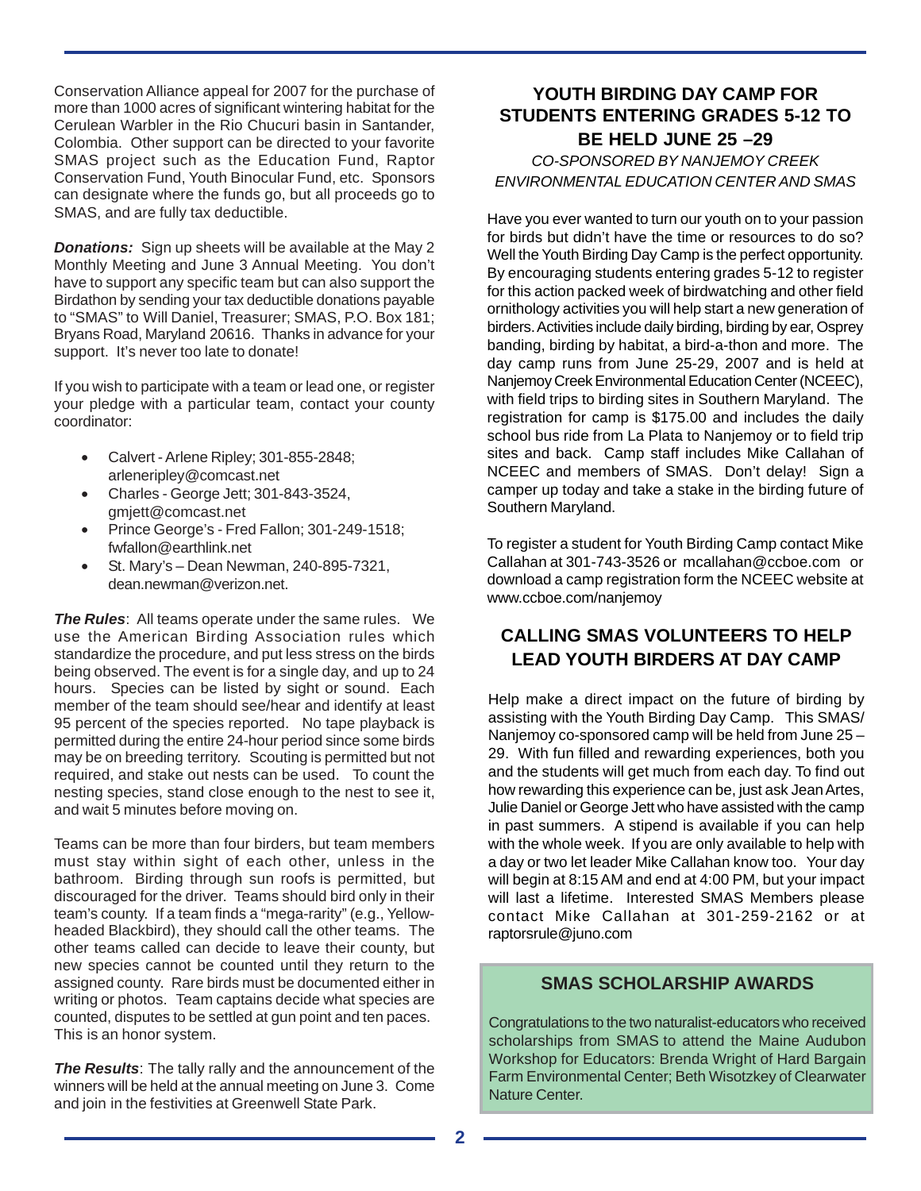Conservation Alliance appeal for 2007 for the purchase of more than 1000 acres of significant wintering habitat for the Cerulean Warbler in the Rio Chucuri basin in Santander, Colombia. Other support can be directed to your favorite SMAS project such as the Education Fund, Raptor Conservation Fund, Youth Binocular Fund, etc. Sponsors can designate where the funds go, but all proceeds go to SMAS, and are fully tax deductible.

***Donations:*** Sign up sheets will be available at the May 2 Monthly Meeting and June 3 Annual Meeting. You don't have to support any specific team but can also support the Birdathon by sending your tax deductible donations payable to "SMAS" to Will Daniel, Treasurer; SMAS, P.O. Box 181; Bryans Road, Maryland 20616. Thanks in advance for your support. It's never too late to donate!

If you wish to participate with a team or lead one, or register your pledge with a particular team, contact your county coordinator:

- Calvert - Arlene Ripley; 301-855-2848; arleneripley@comcast.net
- Charles - George Jett; 301-843-3524, gmjett@comcast.net
- Prince George's - Fred Fallon; 301-249-1518; fwfallon@earthlink.net
- St. Mary's – Dean Newman, 240-895-7321, dean.newman@verizon.net.

***The Rules***: All teams operate under the same rules. We use the American Birding Association rules which standardize the procedure, and put less stress on the birds being observed. The event is for a single day, and up to 24 hours. Species can be listed by sight or sound. Each member of the team should see/hear and identify at least 95 percent of the species reported. No tape playback is permitted during the entire 24-hour period since some birds may be on breeding territory. Scouting is permitted but not required, and stake out nests can be used. To count the nesting species, stand close enough to the nest to see it, and wait 5 minutes before moving on.

Teams can be more than four birders, but team members must stay within sight of each other, unless in the bathroom. Birding through sun roofs is permitted, but discouraged for the driver. Teams should bird only in their team's county. If a team finds a "mega-rarity" (e.g., Yellow-headed Blackbird), they should call the other teams. The other teams called can decide to leave their county, but new species cannot be counted until they return to the assigned county. Rare birds must be documented either in writing or photos. Team captains decide what species are counted, disputes to be settled at gun point and ten paces. This is an honor system.

***The Results***: The tally rally and the announcement of the winners will be held at the annual meeting on June 3. Come and join in the festivities at Greenwell State Park.

## YOUTH BIRDING DAY CAMP FOR STUDENTS ENTERING GRADES 5-12 TO BE HELD JUNE 25 –29

*CO-SPONSORED BY NANJEMOY CREEK ENVIRONMENTAL EDUCATION CENTER AND SMAS*

Have you ever wanted to turn our youth on to your passion for birds but didn't have the time or resources to do so? Well the Youth Birding Day Camp is the perfect opportunity. By encouraging students entering grades 5-12 to register for this action packed week of birdwatching and other field ornithology activities you will help start a new generation of birders. Activities include daily birding, birding by ear, Osprey banding, birding by habitat, a bird-a-thon and more. The day camp runs from June 25-29, 2007 and is held at Nanjemoy Creek Environmental Education Center (NCEEC), with field trips to birding sites in Southern Maryland. The registration for camp is $175.00 and includes the daily school bus ride from La Plata to Nanjemoy or to field trip sites and back. Camp staff includes Mike Callahan of NCEEC and members of SMAS. Don't delay! Sign a camper up today and take a stake in the birding future of Southern Maryland.

To register a student for Youth Birding Camp contact Mike Callahan at 301-743-3526 or mcallahan@ccboe.com or download a camp registration form the NCEEC website at www.ccboe.com/nanjemoy

## CALLING SMAS VOLUNTEERS TO HELP LEAD YOUTH BIRDERS AT DAY CAMP

Help make a direct impact on the future of birding by assisting with the Youth Birding Day Camp. This SMAS/ Nanjemoy co-sponsored camp will be held from June 25 – 29. With fun filled and rewarding experiences, both you and the students will get much from each day. To find out how rewarding this experience can be, just ask Jean Artes, Julie Daniel or George Jett who have assisted with the camp in past summers. A stipend is available if you can help with the whole week. If you are only available to help with a day or two let leader Mike Callahan know too. Your day will begin at 8:15 AM and end at 4:00 PM, but your impact will last a lifetime. Interested SMAS Members please contact Mike Callahan at 301-259-2162 or at raptorsrule@juno.com

## SMAS SCHOLARSHIP AWARDS

Congratulations to the two naturalist-educators who received scholarships from SMAS to attend the Maine Audubon Workshop for Educators: Brenda Wright of Hard Bargain Farm Environmental Center; Beth Wisotzkey of Clearwater Nature Center.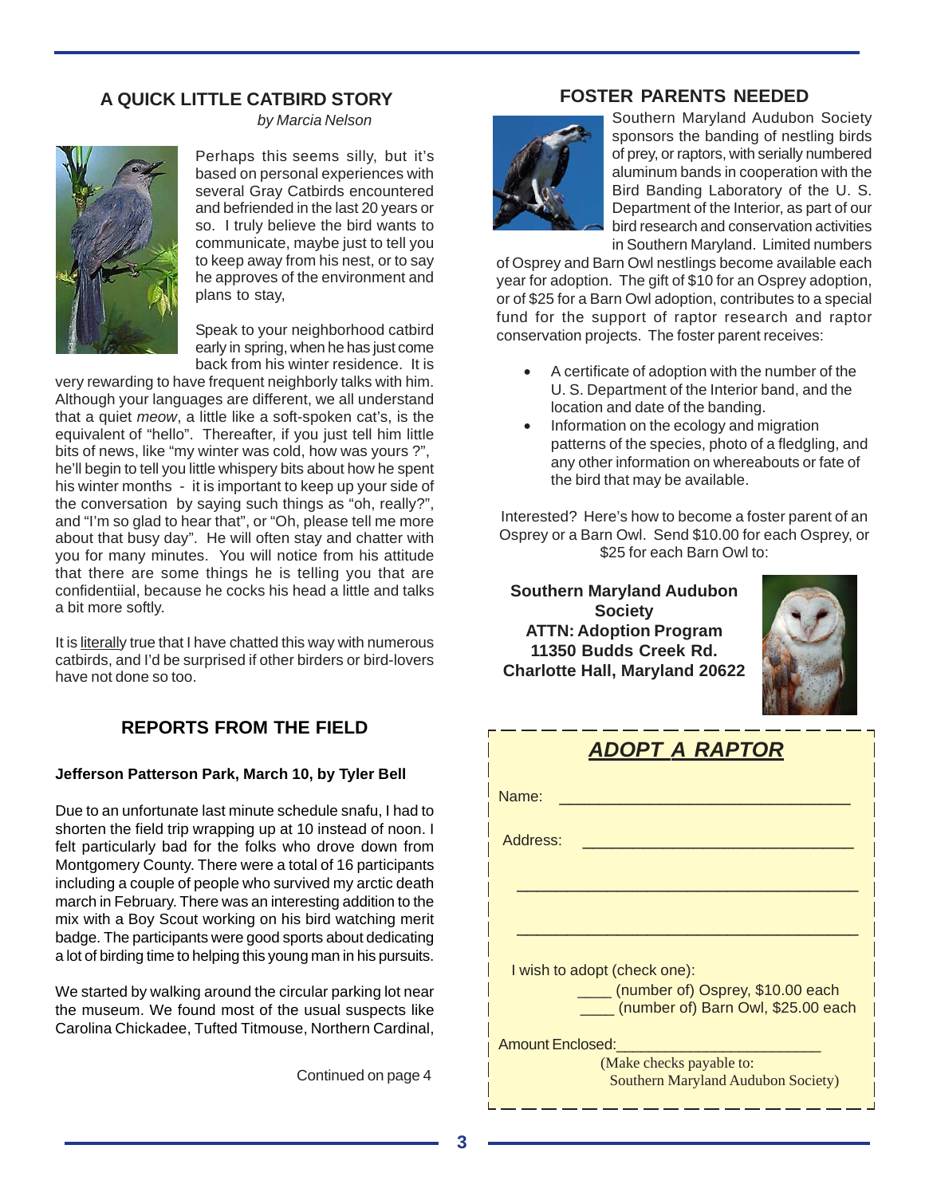## A QUICK LITTLE CATBIRD STORY

*by Marcia Nelson*

Perhaps this seems silly, but it's based on personal experiences with several Gray Catbirds encountered and befriended in the last 20 years or so. I truly believe the bird wants to communicate, maybe just to tell you to keep away from his nest, or to say he approves of the environment and plans to stay,

Speak to your neighborhood catbird early in spring, when he has just come back from his winter residence. It is very rewarding to have frequent neighborly talks with him. Although your languages are different, we all understand that a quiet *meow*, a little like a soft-spoken cat's, is the equivalent of "hello". Thereafter, if you just tell him little bits of news, like "my winter was cold, how was yours ?", he'll begin to tell you little whispery bits about how he spent his winter months - it is important to keep up your side of the conversation by saying such things as "oh, really?", and "I'm so glad to hear that", or "Oh, please tell me more about that busy day". He will often stay and chatter with you for many minutes. You will notice from his attitude that there are some things he is telling you that are confidentiial, because he cocks his head a little and talks a bit more softly.

It is literally true that I have chatted this way with numerous catbirds, and I'd be surprised if other birders or bird-lovers have not done so too.

## REPORTS FROM THE FIELD

**Jefferson Patterson Park, March 10, by Tyler Bell**

Due to an unfortunate last minute schedule snafu, I had to shorten the field trip wrapping up at 10 instead of noon. I felt particularly bad for the folks who drove down from Montgomery County. There were a total of 16 participants including a couple of people who survived my arctic death march in February. There was an interesting addition to the mix with a Boy Scout working on his bird watching merit badge. The participants were good sports about dedicating a lot of birding time to helping this young man in his pursuits.

We started by walking around the circular parking lot near the museum. We found most of the usual suspects like Carolina Chickadee, Tufted Titmouse, Northern Cardinal,

Continued on page 4

## FOSTER PARENTS NEEDED

Southern Maryland Audubon Society sponsors the banding of nestling birds of prey, or raptors, with serially numbered aluminum bands in cooperation with the Bird Banding Laboratory of the U. S. Department of the Interior, as part of our bird research and conservation activities in Southern Maryland. Limited numbers of Osprey and Barn Owl nestlings become available each year for adoption. The gift of $10 for an Osprey adoption, or of $25 for a Barn Owl adoption, contributes to a special fund for the support of raptor research and raptor conservation projects. The foster parent receives:

- A certificate of adoption with the number of the U. S. Department of the Interior band, and the location and date of the banding.
- Information on the ecology and migration patterns of the species, photo of a fledgling, and any other information on whereabouts or fate of the bird that may be available.

Interested? Here's how to become a foster parent of an Osprey or a Barn Owl. Send $10.00 for each Osprey, or $25 for each Barn Owl to:

**Southern Maryland Audubon Society**
**ATTN: Adoption Program**
**11350 Budds Creek Rd.**
**Charlotte Hall, Maryland 20622**

### *ADOPT A RAPTOR*

Name: ________________________________

Address: ________________________________

________________________________________

________________________________________

I wish to adopt (check one):

____ (number of) Osprey, $10.00 each

____ (number of) Barn Owl, $25.00 each

Amount Enclosed:________________________

(Make checks payable to: Southern Maryland Audubon Society)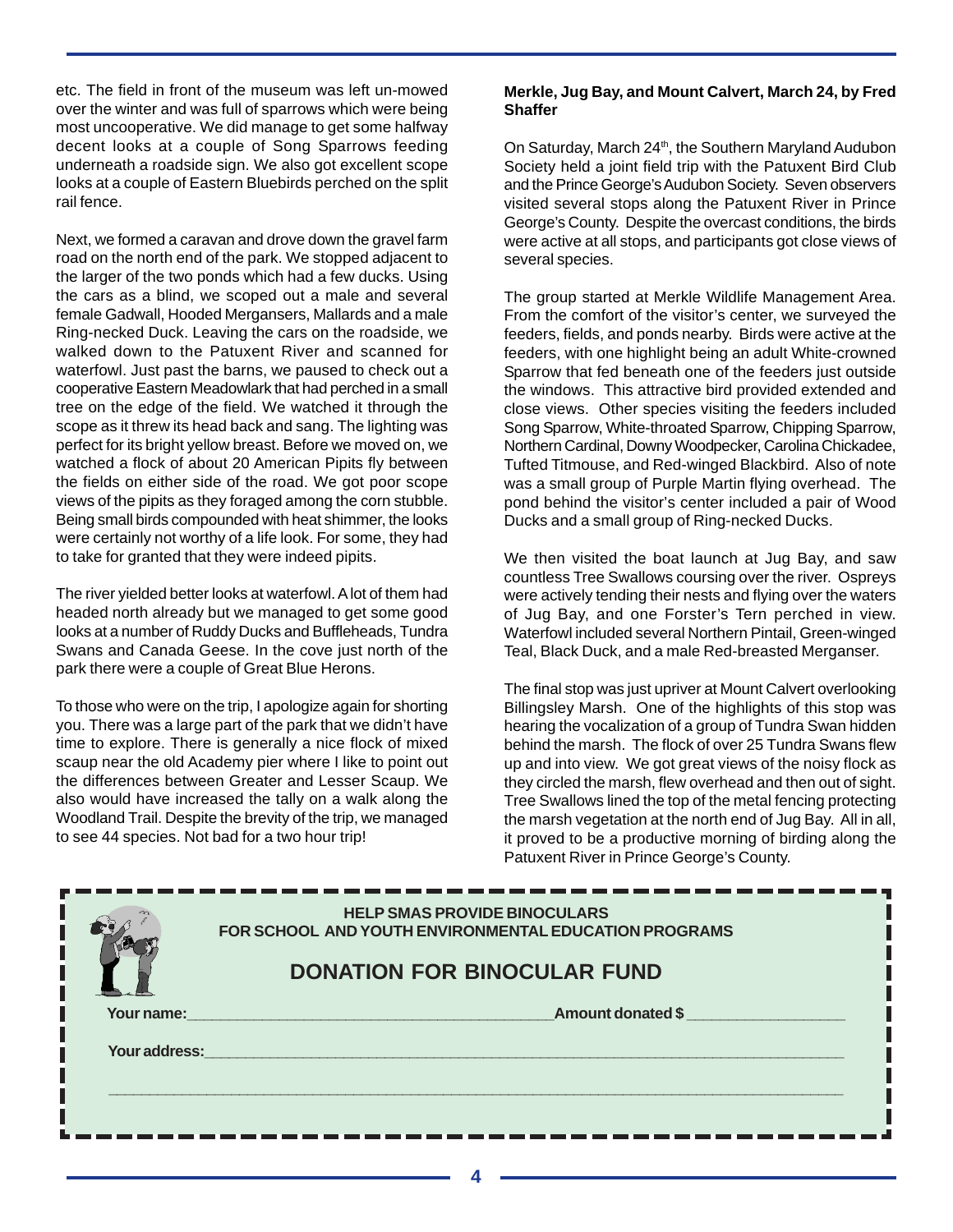etc. The field in front of the museum was left un-mowed over the winter and was full of sparrows which were being most uncooperative. We did manage to get some halfway decent looks at a couple of Song Sparrows feeding underneath a roadside sign. We also got excellent scope looks at a couple of Eastern Bluebirds perched on the split rail fence.

Next, we formed a caravan and drove down the gravel farm road on the north end of the park. We stopped adjacent to the larger of the two ponds which had a few ducks. Using the cars as a blind, we scoped out a male and several female Gadwall, Hooded Mergansers, Mallards and a male Ring-necked Duck. Leaving the cars on the roadside, we walked down to the Patuxent River and scanned for waterfowl. Just past the barns, we paused to check out a cooperative Eastern Meadowlark that had perched in a small tree on the edge of the field. We watched it through the scope as it threw its head back and sang. The lighting was perfect for its bright yellow breast. Before we moved on, we watched a flock of about 20 American Pipits fly between the fields on either side of the road. We got poor scope views of the pipits as they foraged among the corn stubble. Being small birds compounded with heat shimmer, the looks were certainly not worthy of a life look. For some, they had to take for granted that they were indeed pipits.

The river yielded better looks at waterfowl. A lot of them had headed north already but we managed to get some good looks at a number of Ruddy Ducks and Buffleheads, Tundra Swans and Canada Geese. In the cove just north of the park there were a couple of Great Blue Herons.

To those who were on the trip, I apologize again for shorting you. There was a large part of the park that we didn't have time to explore. There is generally a nice flock of mixed scaup near the old Academy pier where I like to point out the differences between Greater and Lesser Scaup. We also would have increased the tally on a walk along the Woodland Trail. Despite the brevity of the trip, we managed to see 44 species. Not bad for a two hour trip!

**Merkle, Jug Bay, and Mount Calvert, March 24, by Fred Shaffer**

On Saturday, March 24th, the Southern Maryland Audubon Society held a joint field trip with the Patuxent Bird Club and the Prince George's Audubon Society. Seven observers visited several stops along the Patuxent River in Prince George's County. Despite the overcast conditions, the birds were active at all stops, and participants got close views of several species.

The group started at Merkle Wildlife Management Area. From the comfort of the visitor's center, we surveyed the feeders, fields, and ponds nearby. Birds were active at the feeders, with one highlight being an adult White-crowned Sparrow that fed beneath one of the feeders just outside the windows. This attractive bird provided extended and close views. Other species visiting the feeders included Song Sparrow, White-throated Sparrow, Chipping Sparrow, Northern Cardinal, Downy Woodpecker, Carolina Chickadee, Tufted Titmouse, and Red-winged Blackbird. Also of note was a small group of Purple Martin flying overhead. The pond behind the visitor's center included a pair of Wood Ducks and a small group of Ring-necked Ducks.

We then visited the boat launch at Jug Bay, and saw countless Tree Swallows coursing over the river. Ospreys were actively tending their nests and flying over the waters of Jug Bay, and one Forster's Tern perched in view. Waterfowl included several Northern Pintail, Green-winged Teal, Black Duck, and a male Red-breasted Merganser.

The final stop was just upriver at Mount Calvert overlooking Billingsley Marsh. One of the highlights of this stop was hearing the vocalization of a group of Tundra Swan hidden behind the marsh. The flock of over 25 Tundra Swans flew up and into view. We got great views of the noisy flock as they circled the marsh, flew overhead and then out of sight. Tree Swallows lined the top of the metal fencing protecting the marsh vegetation at the north end of Jug Bay. All in all, it proved to be a productive morning of birding along the Patuxent River in Prince George's County.

**HELP SMAS PROVIDE BINOCULARS**
**FOR SCHOOL AND YOUTH ENVIRONMENTAL EDUCATION PROGRAMS**

## DONATION FOR BINOCULAR FUND

**Your name:**_______________________________ **Amount donated $** _______________

**Your address:**__________________________________________________________

______________________________________________________________________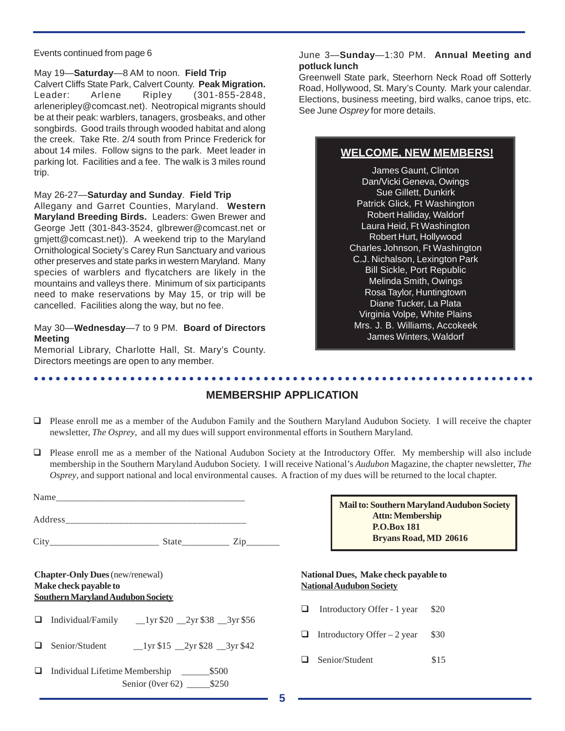Events continued from page 6

May 19—**Saturday**—8 AM to noon. **Field Trip**
Calvert Cliffs State Park, Calvert County. **Peak Migration.** Leader: Arlene Ripley (301-855-2848, arleneripley@comcast.net). Neotropical migrants should be at their peak: warblers, tanagers, grosbeaks, and other songbirds. Good trails through wooded habitat and along the creek. Take Rte. 2/4 south from Prince Frederick for about 14 miles. Follow signs to the park. Meet leader in parking lot. Facilities and a fee. The walk is 3 miles round trip.

May 26-27—**Saturday and Sunday**. **Field Trip**
Allegany and Garret Counties, Maryland. **Western Maryland Breeding Birds.** Leaders: Gwen Brewer and George Jett (301-843-3524, glbrewer@comcast.net or gmjett@comcast.net)). A weekend trip to the Maryland Ornithological Society's Carey Run Sanctuary and various other preserves and state parks in western Maryland. Many species of warblers and flycatchers are likely in the mountains and valleys there. Minimum of six participants need to make reservations by May 15, or trip will be cancelled. Facilities along the way, but no fee.

May 30—**Wednesday**—7 to 9 PM. **Board of Directors Meeting**
Memorial Library, Charlotte Hall, St. Mary's County. Directors meetings are open to any member.

June 3—**Sunday**—1:30 PM. **Annual Meeting and potluck lunch**
Greenwell State park, Steerhorn Neck Road off Sotterly Road, Hollywood, St. Mary's County. Mark your calendar. Elections, business meeting, bird walks, canoe trips, etc. See June *Osprey* for more details.

## WELCOME, NEW MEMBERS!

James Gaunt, Clinton
Dan/Vicki Geneva, Owings
Sue Gillett, Dunkirk
Patrick Glick, Ft Washington
Robert Halliday, Waldorf
Laura Heid, Ft Washington
Robert Hurt, Hollywood
Charles Johnson, Ft Washington
C.J. Nichalson, Lexington Park
Bill Sickle, Port Republic
Melinda Smith, Owings
Rosa Taylor, Huntingtown
Diane Tucker, La Plata
Virginia Volpe, White Plains
Mrs. J. B. Williams, Accokeek
James Winters, Waldorf

## MEMBERSHIP APPLICATION

- ☐ Please enroll me as a member of the Audubon Family and the Southern Maryland Audubon Society. I will receive the chapter newsletter, *The Osprey*, and all my dues will support environmental efforts in Southern Maryland.
- ☐ Please enroll me as a member of the National Audubon Society at the Introductory Offer. My membership will also include membership in the Southern Maryland Audubon Society. I will receive National's *Audubon* Magazine, the chapter newsletter, *The Osprey*, and support national and local environmental causes. A fraction of my dues will be returned to the local chapter.

Name______________________________________

Address____________________________________

City______________________ State__________ Zip_______

**Mail to: Southern Maryland Audubon Society**
**Attn: Membership**
**P.O.Box 181**
**Bryans Road, MD 20616**

**Chapter-Only Dues** (new/renewal)
**Make check payable to**
**Southern Maryland Audubon Society**

- ☐ Individual/Family __1yr $20 __2yr $38 __3yr $56
- ☐ Senior/Student __1yr $15 __2yr $28 __3yr $42
- ☐ Individual Lifetime Membership ______$500
  Senior (0ver 62) _____$250

**National Dues, Make check payable to**
**National Audubon Society**

- ☐ Introductory Offer - 1 year $20
- ☐ Introductory Offer – 2 year $30
- ☐ Senior/Student $15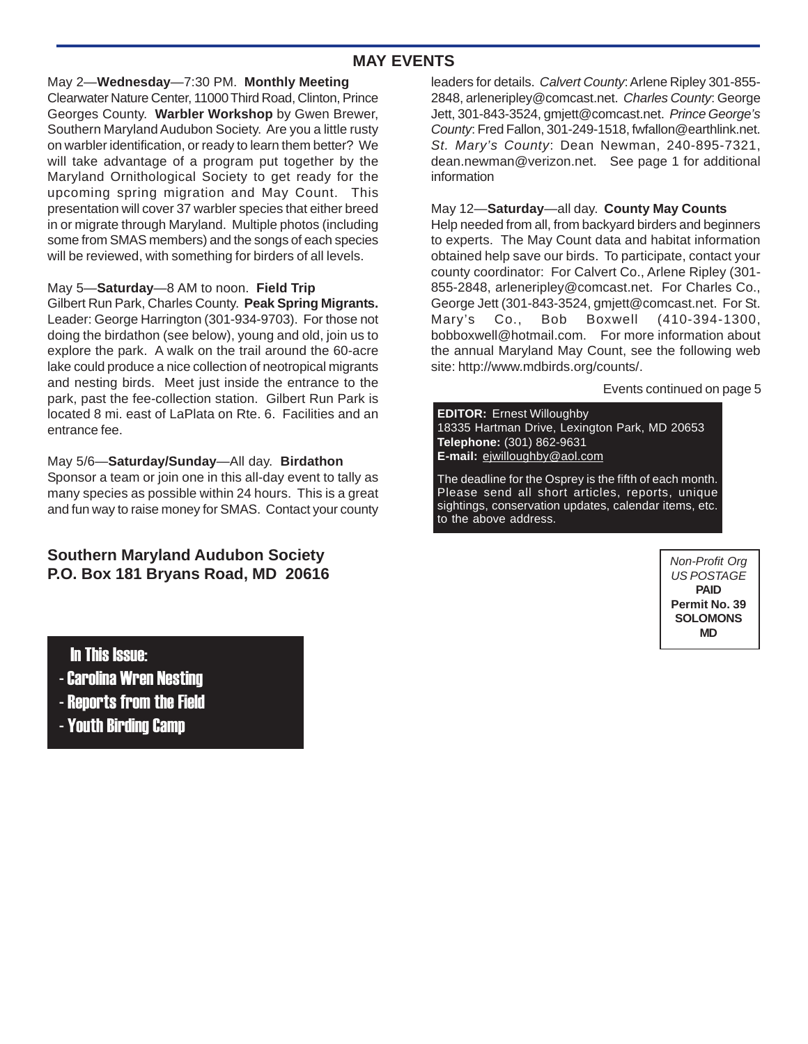## MAY EVENTS

May 2—**Wednesday**—7:30 PM. **Monthly Meeting**
Clearwater Nature Center, 11000 Third Road, Clinton, Prince Georges County. **Warbler Workshop** by Gwen Brewer, Southern Maryland Audubon Society. Are you a little rusty on warbler identification, or ready to learn them better? We will take advantage of a program put together by the Maryland Ornithological Society to get ready for the upcoming spring migration and May Count. This presentation will cover 37 warbler species that either breed in or migrate through Maryland. Multiple photos (including some from SMAS members) and the songs of each species will be reviewed, with something for birders of all levels.

May 5—**Saturday**—8 AM to noon. **Field Trip**
Gilbert Run Park, Charles County. **Peak Spring Migrants.** Leader: George Harrington (301-934-9703). For those not doing the birdathon (see below), young and old, join us to explore the park. A walk on the trail around the 60-acre lake could produce a nice collection of neotropical migrants and nesting birds. Meet just inside the entrance to the park, past the fee-collection station. Gilbert Run Park is located 8 mi. east of LaPlata on Rte. 6. Facilities and an entrance fee.

May 5/6—**Saturday/Sunday**—All day. **Birdathon**
Sponsor a team or join one in this all-day event to tally as many species as possible within 24 hours. This is a great and fun way to raise money for SMAS. Contact your county leaders for details. *Calvert County*: Arlene Ripley 301-855-2848, arleneripley@comcast.net. *Charles County*: George Jett, 301-843-3524, gmjett@comcast.net. *Prince George's County*: Fred Fallon, 301-249-1518, fwfallon@earthlink.net. *St. Mary's County*: Dean Newman, 240-895-7321, dean.newman@verizon.net. See page 1 for additional information

May 12—**Saturday**—all day. **County May Counts**
Help needed from all, from backyard birders and beginners to experts. The May Count data and habitat information obtained help save our birds. To participate, contact your county coordinator: For Calvert Co., Arlene Ripley (301-855-2848, arleneripley@comcast.net. For Charles Co., George Jett (301-843-3524, gmjett@comcast.net. For St. Mary's Co., Bob Boxwell (410-394-1300, bobboxwell@hotmail.com. For more information about the annual Maryland May Count, see the following web site: http://www.mdbirds.org/counts/.

Events continued on page 5

**EDITOR:** Ernest Willoughby
18335 Hartman Drive, Lexington Park, MD 20653
**Telephone:** (301) 862-9631
**E-mail:** ejwilloughby@aol.com

The deadline for the Osprey is the fifth of each month. Please send all short articles, reports, unique sightings, conservation updates, calendar items, etc. to the above address.

**Southern Maryland Audubon Society**
**P.O. Box 181 Bryans Road, MD 20616**

*Non-Profit Org*
*US POSTAGE*
**PAID**
**Permit No. 39**
**SOLOMONS**
**MD**

**In This Issue:**
- Carolina Wren Nesting
- Reports from the Field
- Youth Birding Camp